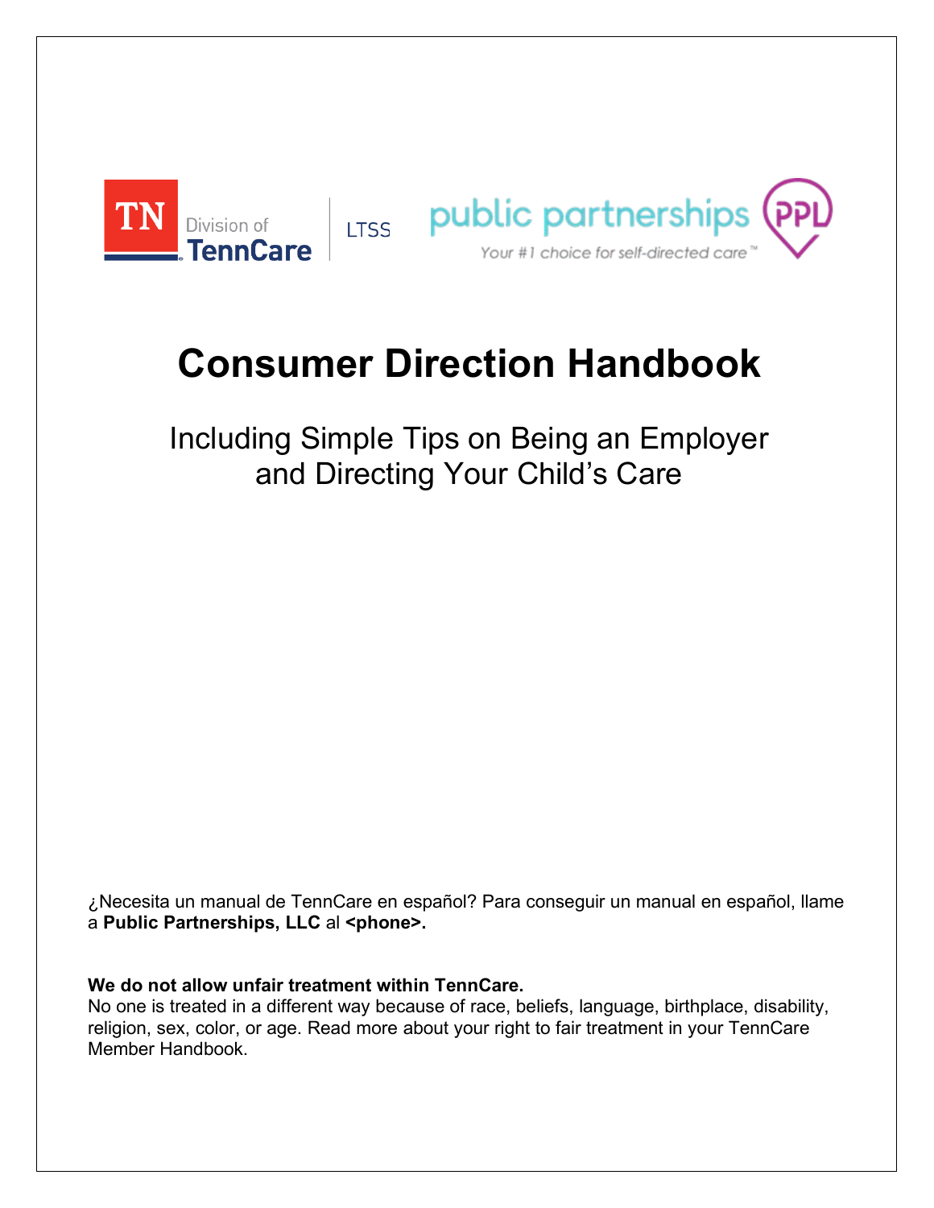TN Division of TennCare | LTSS

public partnerships PPL

*Your #1 choice for self-directed care™*

# Consumer Direction Handbook

## Including Simple Tips on Being an Employer and Directing Your Child's Care

¿Necesita un manual de TennCare en español? Para conseguir un manual en español, llame a **Public Partnerships, LLC** al **<phone>.**

**We do not allow unfair treatment within TennCare.**
No one is treated in a different way because of race, beliefs, language, birthplace, disability, religion, sex, color, or age. Read more about your right to fair treatment in your TennCare Member Handbook.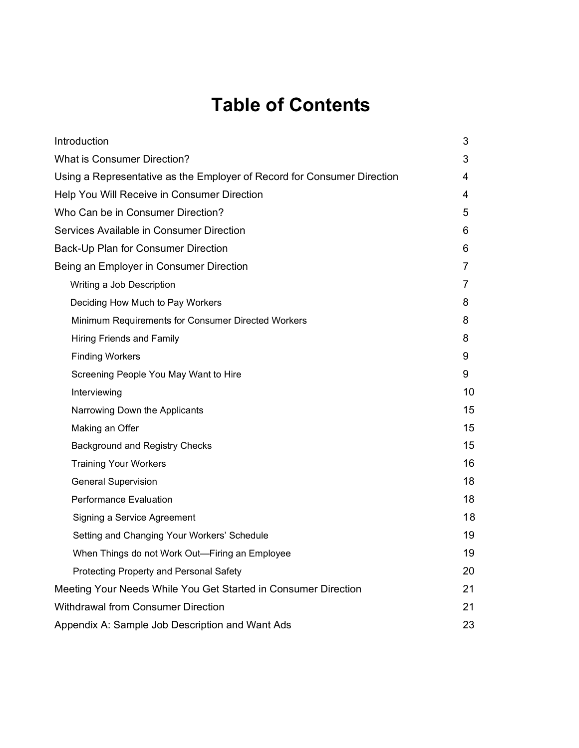# Table of Contents

| | |
|---|---|
| Introduction | 3 |
| What is Consumer Direction? | 3 |
| Using a Representative as the Employer of Record for Consumer Direction | 4 |
| Help You Will Receive in Consumer Direction | 4 |
| Who Can be in Consumer Direction? | 5 |
| Services Available in Consumer Direction | 6 |
| Back-Up Plan for Consumer Direction | 6 |
| Being an Employer in Consumer Direction | 7 |
| Writing a Job Description | 7 |
| Deciding How Much to Pay Workers | 8 |
| Minimum Requirements for Consumer Directed Workers | 8 |
| Hiring Friends and Family | 8 |
| Finding Workers | 9 |
| Screening People You May Want to Hire | 9 |
| Interviewing | 10 |
| Narrowing Down the Applicants | 15 |
| Making an Offer | 15 |
| Background and Registry Checks | 15 |
| Training Your Workers | 16 |
| General Supervision | 18 |
| Performance Evaluation | 18 |
| Signing a Service Agreement | 18 |
| Setting and Changing Your Workers' Schedule | 19 |
| When Things do not Work Out—Firing an Employee | 19 |
| Protecting Property and Personal Safety | 20 |
| Meeting Your Needs While You Get Started in Consumer Direction | 21 |
| Withdrawal from Consumer Direction | 21 |
| Appendix A: Sample Job Description and Want Ads | 23 |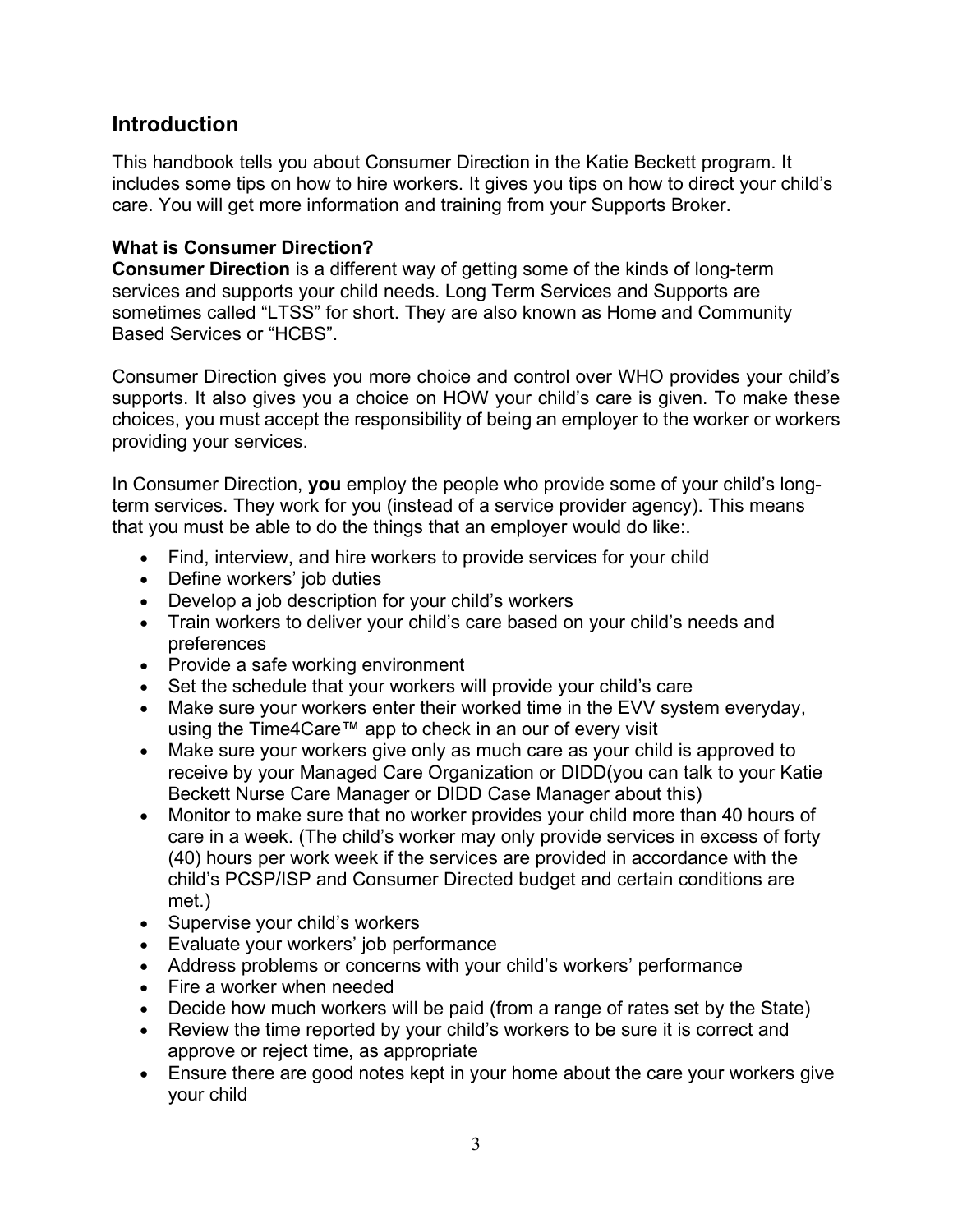## Introduction

This handbook tells you about Consumer Direction in the Katie Beckett program. It includes some tips on how to hire workers. It gives you tips on how to direct your child's care. You will get more information and training from your Supports Broker.

**What is Consumer Direction?**

**Consumer Direction** is a different way of getting some of the kinds of long-term services and supports your child needs. Long Term Services and Supports are sometimes called "LTSS" for short. They are also known as Home and Community Based Services or "HCBS".

Consumer Direction gives you more choice and control over WHO provides your child's supports. It also gives you a choice on HOW your child's care is given. To make these choices, you must accept the responsibility of being an employer to the worker or workers providing your services.

In Consumer Direction, **you** employ the people who provide some of your child's long-term services. They work for you (instead of a service provider agency). This means that you must be able to do the things that an employer would do like:.

- Find, interview, and hire workers to provide services for your child
- Define workers' job duties
- Develop a job description for your child's workers
- Train workers to deliver your child's care based on your child's needs and preferences
- Provide a safe working environment
- Set the schedule that your workers will provide your child's care
- Make sure your workers enter their worked time in the EVV system everyday, using the Time4Care™ app to check in an our of every visit
- Make sure your workers give only as much care as your child is approved to receive by your Managed Care Organization or DIDD(you can talk to your Katie Beckett Nurse Care Manager or DIDD Case Manager about this)
- Monitor to make sure that no worker provides your child more than 40 hours of care in a week. (The child's worker may only provide services in excess of forty (40) hours per work week if the services are provided in accordance with the child's PCSP/ISP and Consumer Directed budget and certain conditions are met.)
- Supervise your child's workers
- Evaluate your workers' job performance
- Address problems or concerns with your child's workers' performance
- Fire a worker when needed
- Decide how much workers will be paid (from a range of rates set by the State)
- Review the time reported by your child's workers to be sure it is correct and approve or reject time, as appropriate
- Ensure there are good notes kept in your home about the care your workers give your child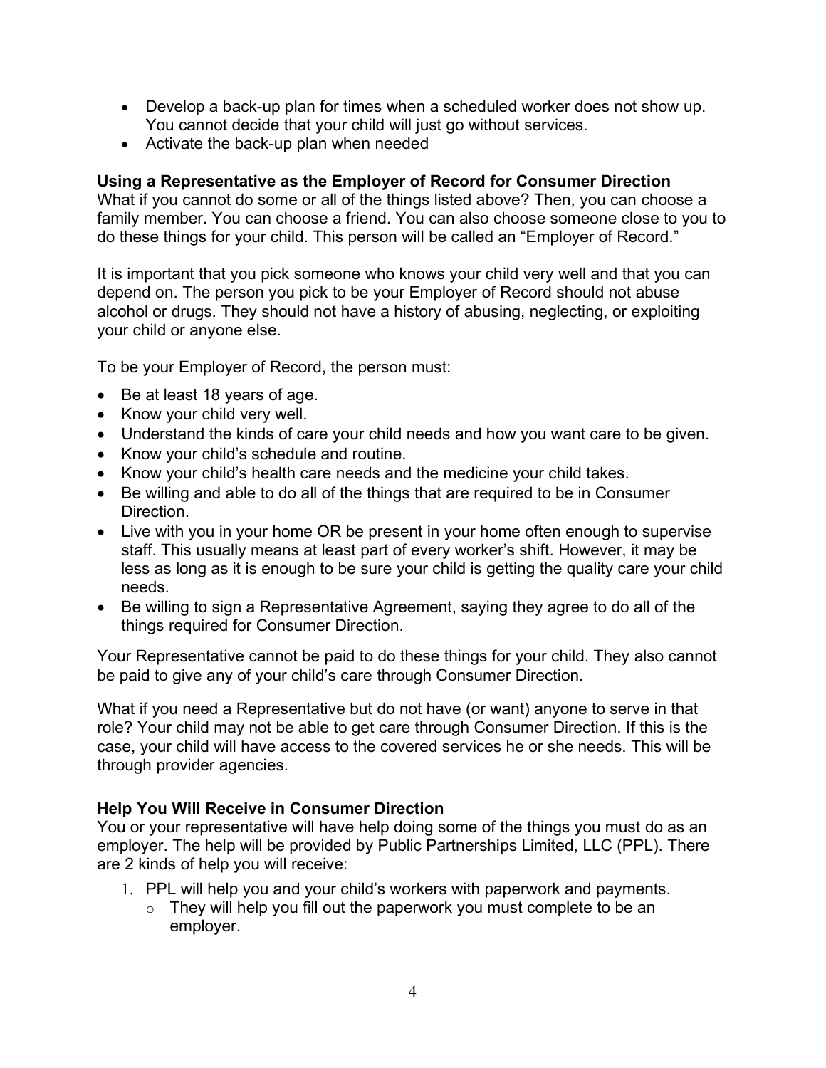- Develop a back-up plan for times when a scheduled worker does not show up. You cannot decide that your child will just go without services.
- Activate the back-up plan when needed

**Using a Representative as the Employer of Record for Consumer Direction**

What if you cannot do some or all of the things listed above? Then, you can choose a family member. You can choose a friend. You can also choose someone close to you to do these things for your child. This person will be called an "Employer of Record."

It is important that you pick someone who knows your child very well and that you can depend on. The person you pick to be your Employer of Record should not abuse alcohol or drugs. They should not have a history of abusing, neglecting, or exploiting your child or anyone else.

To be your Employer of Record, the person must:

- Be at least 18 years of age.
- Know your child very well.
- Understand the kinds of care your child needs and how you want care to be given.
- Know your child's schedule and routine.
- Know your child's health care needs and the medicine your child takes.
- Be willing and able to do all of the things that are required to be in Consumer Direction.
- Live with you in your home OR be present in your home often enough to supervise staff. This usually means at least part of every worker's shift. However, it may be less as long as it is enough to be sure your child is getting the quality care your child needs.
- Be willing to sign a Representative Agreement, saying they agree to do all of the things required for Consumer Direction.

Your Representative cannot be paid to do these things for your child. They also cannot be paid to give any of your child's care through Consumer Direction.

What if you need a Representative but do not have (or want) anyone to serve in that role? Your child may not be able to get care through Consumer Direction. If this is the case, your child will have access to the covered services he or she needs. This will be through provider agencies.

**Help You Will Receive in Consumer Direction**

You or your representative will have help doing some of the things you must do as an employer. The help will be provided by Public Partnerships Limited, LLC (PPL). There are 2 kinds of help you will receive:

1. PPL will help you and your child's workers with paperwork and payments.
   - They will help you fill out the paperwork you must complete to be an employer.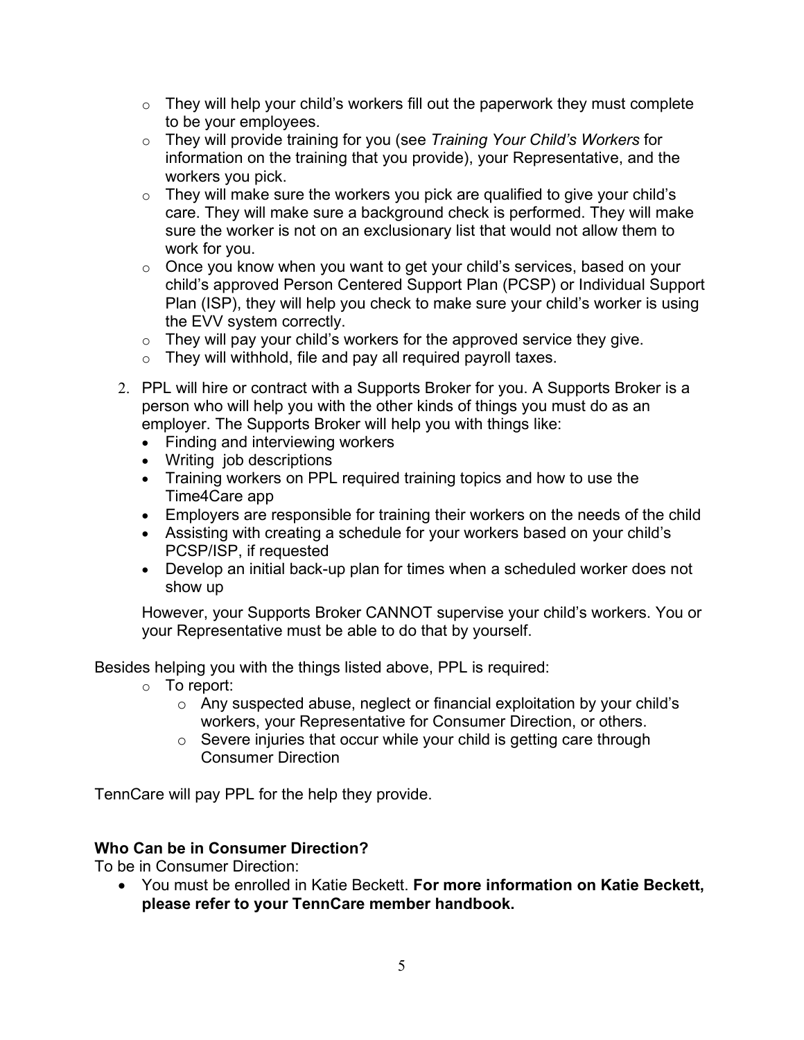- They will help your child's workers fill out the paperwork they must complete to be your employees.
- They will provide training for you (see *Training Your Child's Workers* for information on the training that you provide), your Representative, and the workers you pick.
- They will make sure the workers you pick are qualified to give your child's care. They will make sure a background check is performed. They will make sure the worker is not on an exclusionary list that would not allow them to work for you.
- Once you know when you want to get your child's services, based on your child's approved Person Centered Support Plan (PCSP) or Individual Support Plan (ISP), they will help you check to make sure your child's worker is using the EVV system correctly.
- They will pay your child's workers for the approved service they give.
- They will withhold, file and pay all required payroll taxes.

2. PPL will hire or contract with a Supports Broker for you. A Supports Broker is a person who will help you with the other kinds of things you must do as an employer. The Supports Broker will help you with things like:
   - Finding and interviewing workers
   - Writing job descriptions
   - Training workers on PPL required training topics and how to use the Time4Care app
   - Employers are responsible for training their workers on the needs of the child
   - Assisting with creating a schedule for your workers based on your child's PCSP/ISP, if requested
   - Develop an initial back-up plan for times when a scheduled worker does not show up

   However, your Supports Broker CANNOT supervise your child's workers. You or your Representative must be able to do that by yourself.

Besides helping you with the things listed above, PPL is required:

- To report:
  - Any suspected abuse, neglect or financial exploitation by your child's workers, your Representative for Consumer Direction, or others.
  - Severe injuries that occur while your child is getting care through Consumer Direction

TennCare will pay PPL for the help they provide.

**Who Can be in Consumer Direction?**

To be in Consumer Direction:

- You must be enrolled in Katie Beckett. **For more information on Katie Beckett, please refer to your TennCare member handbook.**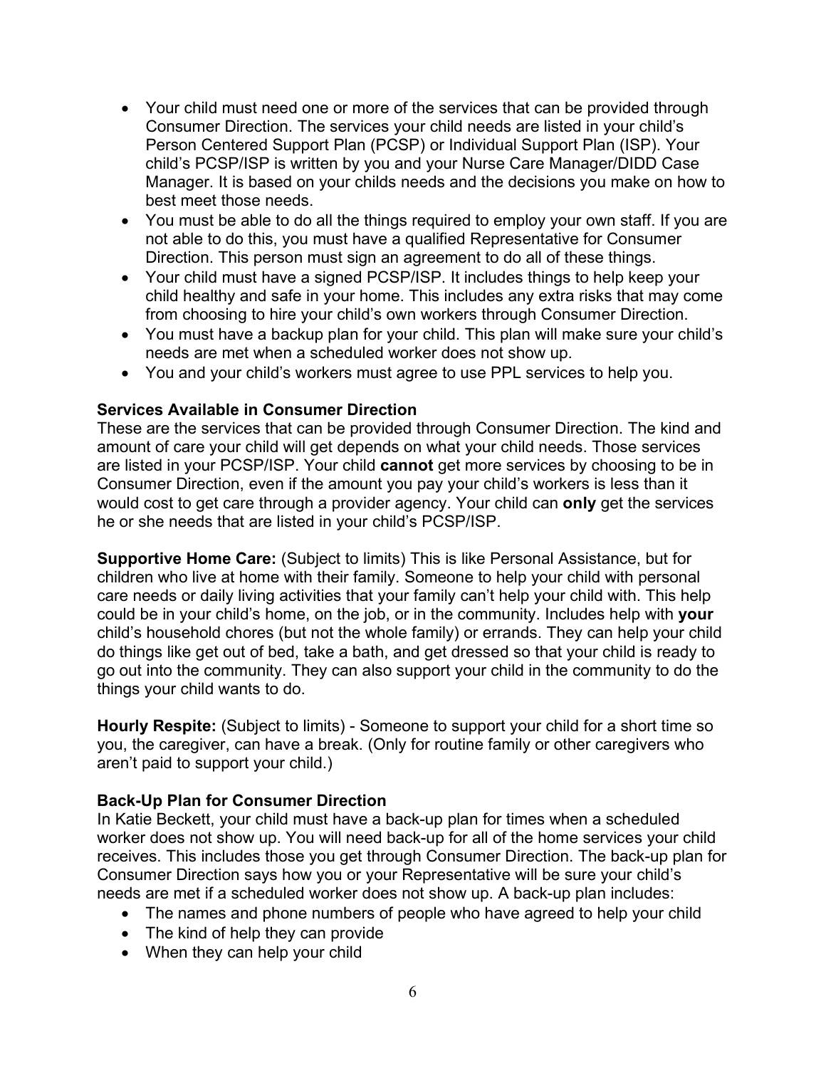- Your child must need one or more of the services that can be provided through Consumer Direction. The services your child needs are listed in your child's Person Centered Support Plan (PCSP) or Individual Support Plan (ISP). Your child's PCSP/ISP is written by you and your Nurse Care Manager/DIDD Case Manager. It is based on your childs needs and the decisions you make on how to best meet those needs.
- You must be able to do all the things required to employ your own staff. If you are not able to do this, you must have a qualified Representative for Consumer Direction. This person must sign an agreement to do all of these things.
- Your child must have a signed PCSP/ISP. It includes things to help keep your child healthy and safe in your home. This includes any extra risks that may come from choosing to hire your child's own workers through Consumer Direction.
- You must have a backup plan for your child. This plan will make sure your child's needs are met when a scheduled worker does not show up.
- You and your child's workers must agree to use PPL services to help you.

**Services Available in Consumer Direction**

These are the services that can be provided through Consumer Direction. The kind and amount of care your child will get depends on what your child needs. Those services are listed in your PCSP/ISP. Your child **cannot** get more services by choosing to be in Consumer Direction, even if the amount you pay your child's workers is less than it would cost to get care through a provider agency. Your child can **only** get the services he or she needs that are listed in your child's PCSP/ISP.

**Supportive Home Care:** (Subject to limits) This is like Personal Assistance, but for children who live at home with their family. Someone to help your child with personal care needs or daily living activities that your family can't help your child with. This help could be in your child's home, on the job, or in the community. Includes help with **your** child's household chores (but not the whole family) or errands. They can help your child do things like get out of bed, take a bath, and get dressed so that your child is ready to go out into the community. They can also support your child in the community to do the things your child wants to do.

**Hourly Respite:** (Subject to limits) - Someone to support your child for a short time so you, the caregiver, can have a break. (Only for routine family or other caregivers who aren't paid to support your child.)

**Back-Up Plan for Consumer Direction**

In Katie Beckett, your child must have a back-up plan for times when a scheduled worker does not show up. You will need back-up for all of the home services your child receives. This includes those you get through Consumer Direction. The back-up plan for Consumer Direction says how you or your Representative will be sure your child's needs are met if a scheduled worker does not show up. A back-up plan includes:

- The names and phone numbers of people who have agreed to help your child
- The kind of help they can provide
- When they can help your child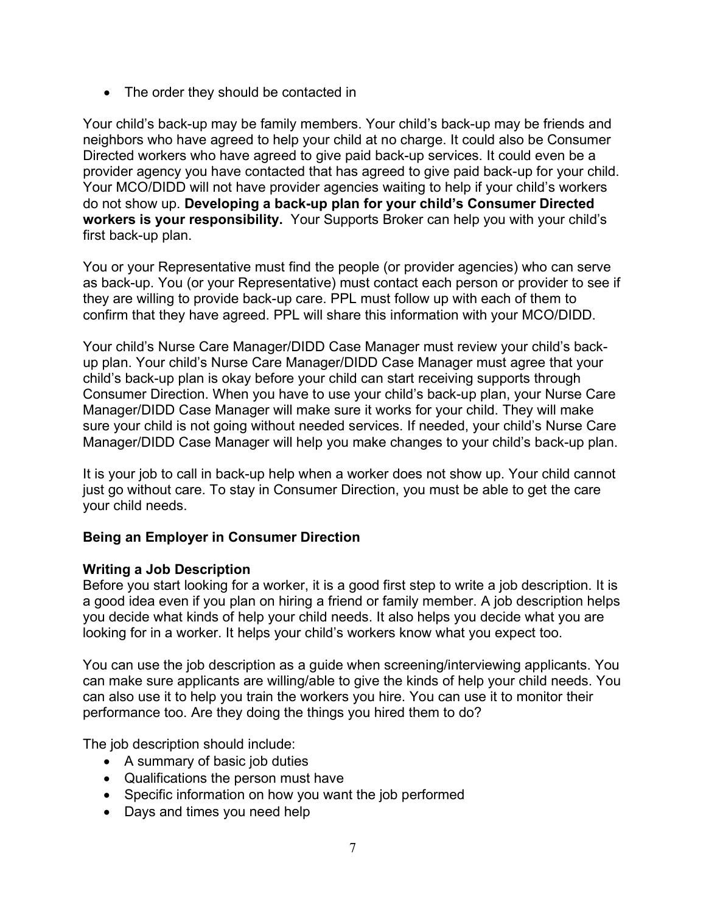- The order they should be contacted in

Your child's back-up may be family members. Your child's back-up may be friends and neighbors who have agreed to help your child at no charge. It could also be Consumer Directed workers who have agreed to give paid back-up services. It could even be a provider agency you have contacted that has agreed to give paid back-up for your child. Your MCO/DIDD will not have provider agencies waiting to help if your child's workers do not show up. **Developing a back-up plan for your child's Consumer Directed workers is your responsibility.** Your Supports Broker can help you with your child's first back-up plan.

You or your Representative must find the people (or provider agencies) who can serve as back-up. You (or your Representative) must contact each person or provider to see if they are willing to provide back-up care. PPL must follow up with each of them to confirm that they have agreed. PPL will share this information with your MCO/DIDD.

Your child's Nurse Care Manager/DIDD Case Manager must review your child's back-up plan. Your child's Nurse Care Manager/DIDD Case Manager must agree that your child's back-up plan is okay before your child can start receiving supports through Consumer Direction. When you have to use your child's back-up plan, your Nurse Care Manager/DIDD Case Manager will make sure it works for your child. They will make sure your child is not going without needed services. If needed, your child's Nurse Care Manager/DIDD Case Manager will help you make changes to your child's back-up plan.

It is your job to call in back-up help when a worker does not show up. Your child cannot just go without care. To stay in Consumer Direction, you must be able to get the care your child needs.

## Being an Employer in Consumer Direction

### Writing a Job Description

Before you start looking for a worker, it is a good first step to write a job description. It is a good idea even if you plan on hiring a friend or family member. A job description helps you decide what kinds of help your child needs. It also helps you decide what you are looking for in a worker. It helps your child's workers know what you expect too.

You can use the job description as a guide when screening/interviewing applicants. You can make sure applicants are willing/able to give the kinds of help your child needs. You can also use it to help you train the workers you hire. You can use it to monitor their performance too. Are they doing the things you hired them to do?

The job description should include:

- A summary of basic job duties
- Qualifications the person must have
- Specific information on how you want the job performed
- Days and times you need help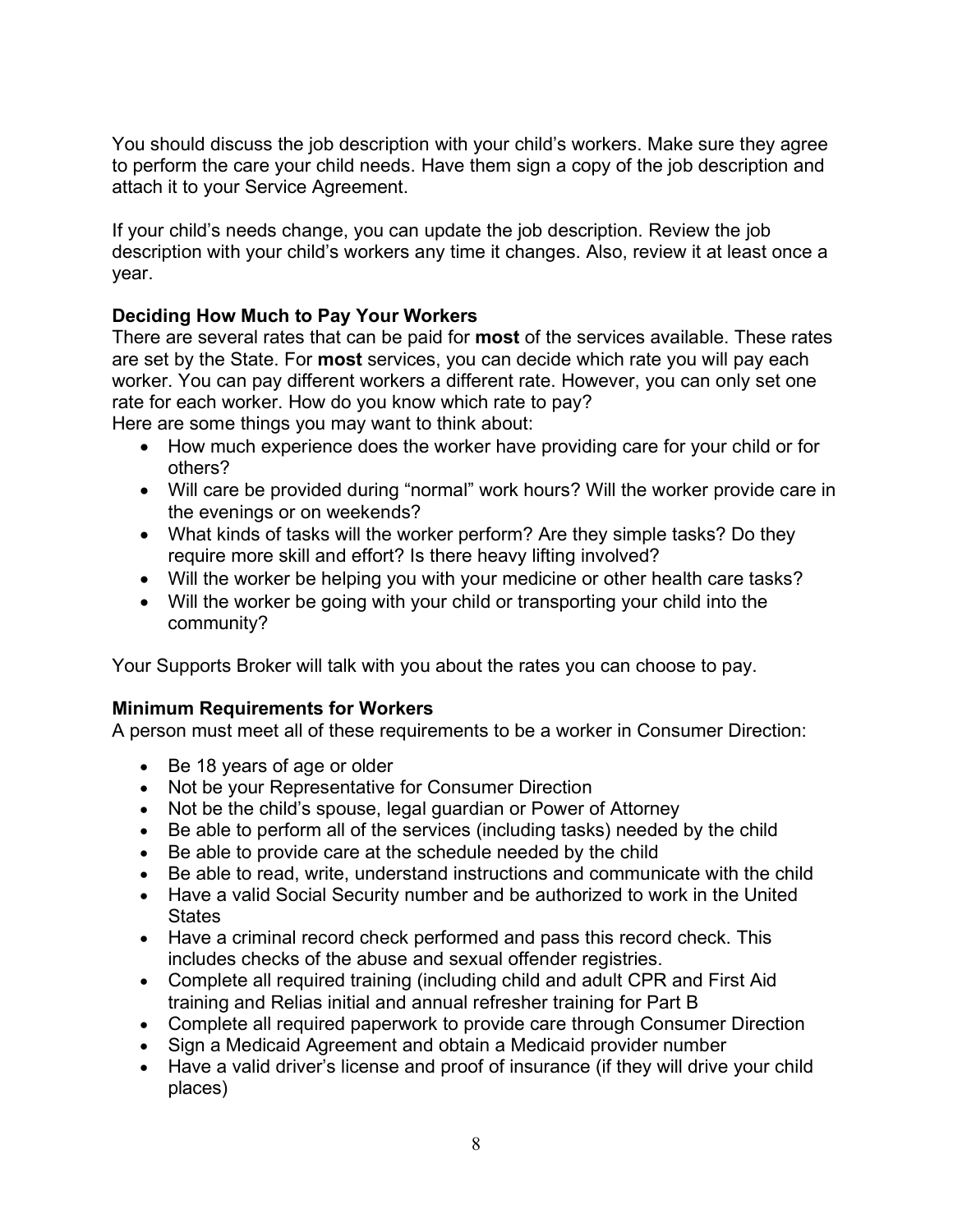You should discuss the job description with your child's workers. Make sure they agree to perform the care your child needs. Have them sign a copy of the job description and attach it to your Service Agreement.

If your child's needs change, you can update the job description. Review the job description with your child's workers any time it changes. Also, review it at least once a year.

### Deciding How Much to Pay Your Workers

There are several rates that can be paid for **most** of the services available. These rates are set by the State. For **most** services, you can decide which rate you will pay each worker. You can pay different workers a different rate. However, you can only set one rate for each worker. How do you know which rate to pay?
Here are some things you may want to think about:

- How much experience does the worker have providing care for your child or for others?
- Will care be provided during "normal" work hours? Will the worker provide care in the evenings or on weekends?
- What kinds of tasks will the worker perform? Are they simple tasks? Do they require more skill and effort? Is there heavy lifting involved?
- Will the worker be helping you with your medicine or other health care tasks?
- Will the worker be going with your child or transporting your child into the community?

Your Supports Broker will talk with you about the rates you can choose to pay.

### Minimum Requirements for Workers

A person must meet all of these requirements to be a worker in Consumer Direction:

- Be 18 years of age or older
- Not be your Representative for Consumer Direction
- Not be the child's spouse, legal guardian or Power of Attorney
- Be able to perform all of the services (including tasks) needed by the child
- Be able to provide care at the schedule needed by the child
- Be able to read, write, understand instructions and communicate with the child
- Have a valid Social Security number and be authorized to work in the United States
- Have a criminal record check performed and pass this record check. This includes checks of the abuse and sexual offender registries.
- Complete all required training (including child and adult CPR and First Aid training and Relias initial and annual refresher training for Part B
- Complete all required paperwork to provide care through Consumer Direction
- Sign a Medicaid Agreement and obtain a Medicaid provider number
- Have a valid driver's license and proof of insurance (if they will drive your child places)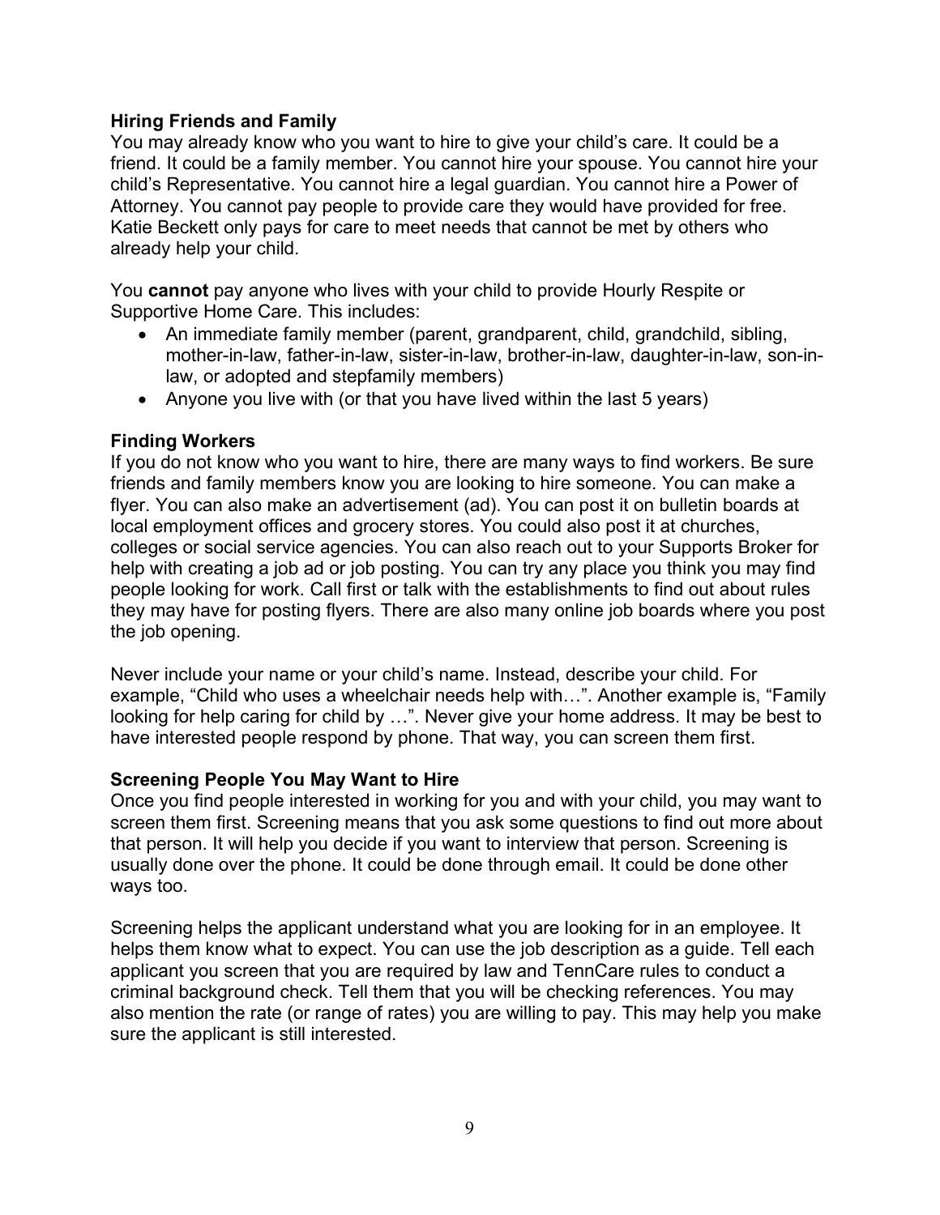### Hiring Friends and Family

You may already know who you want to hire to give your child's care. It could be a friend. It could be a family member. You cannot hire your spouse. You cannot hire your child's Representative. You cannot hire a legal guardian. You cannot hire a Power of Attorney. You cannot pay people to provide care they would have provided for free. Katie Beckett only pays for care to meet needs that cannot be met by others who already help your child.

You **cannot** pay anyone who lives with your child to provide Hourly Respite or Supportive Home Care. This includes:

- An immediate family member (parent, grandparent, child, grandchild, sibling, mother-in-law, father-in-law, sister-in-law, brother-in-law, daughter-in-law, son-in-law, or adopted and stepfamily members)
- Anyone you live with (or that you have lived within the last 5 years)

### Finding Workers

If you do not know who you want to hire, there are many ways to find workers. Be sure friends and family members know you are looking to hire someone. You can make a flyer. You can also make an advertisement (ad). You can post it on bulletin boards at local employment offices and grocery stores. You could also post it at churches, colleges or social service agencies. You can also reach out to your Supports Broker for help with creating a job ad or job posting. You can try any place you think you may find people looking for work. Call first or talk with the establishments to find out about rules they may have for posting flyers. There are also many online job boards where you post the job opening.

Never include your name or your child's name. Instead, describe your child. For example, "Child who uses a wheelchair needs help with…". Another example is, "Family looking for help caring for child by …". Never give your home address. It may be best to have interested people respond by phone. That way, you can screen them first.

### Screening People You May Want to Hire

Once you find people interested in working for you and with your child, you may want to screen them first. Screening means that you ask some questions to find out more about that person. It will help you decide if you want to interview that person. Screening is usually done over the phone. It could be done through email. It could be done other ways too.

Screening helps the applicant understand what you are looking for in an employee. It helps them know what to expect. You can use the job description as a guide. Tell each applicant you screen that you are required by law and TennCare rules to conduct a criminal background check. Tell them that you will be checking references. You may also mention the rate (or range of rates) you are willing to pay. This may help you make sure the applicant is still interested.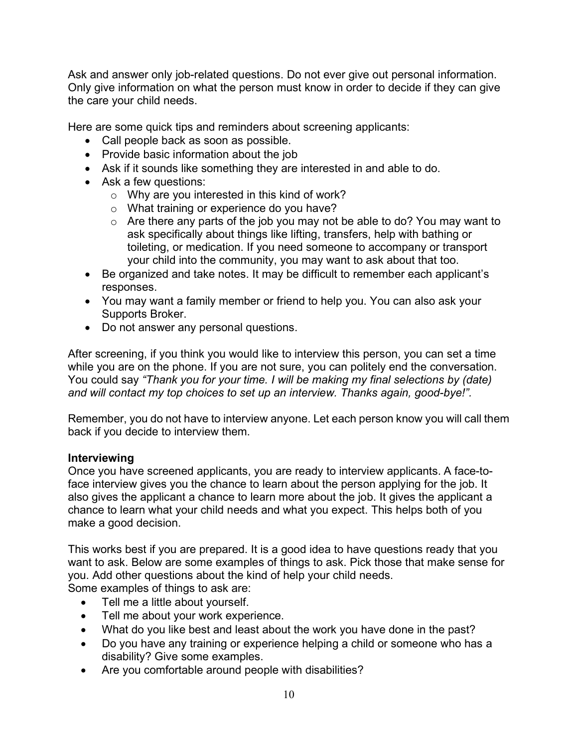Ask and answer only job-related questions. Do not ever give out personal information. Only give information on what the person must know in order to decide if they can give the care your child needs.

Here are some quick tips and reminders about screening applicants:

- Call people back as soon as possible.
- Provide basic information about the job
- Ask if it sounds like something they are interested in and able to do.
- Ask a few questions:
  - Why are you interested in this kind of work?
  - What training or experience do you have?
  - Are there any parts of the job you may not be able to do? You may want to ask specifically about things like lifting, transfers, help with bathing or toileting, or medication. If you need someone to accompany or transport your child into the community, you may want to ask about that too.
- Be organized and take notes. It may be difficult to remember each applicant's responses.
- You may want a family member or friend to help you. You can also ask your Supports Broker.
- Do not answer any personal questions.

After screening, if you think you would like to interview this person, you can set a time while you are on the phone. If you are not sure, you can politely end the conversation. You could say *"Thank you for your time. I will be making my final selections by (date) and will contact my top choices to set up an interview. Thanks again, good-bye!".*

Remember, you do not have to interview anyone. Let each person know you will call them back if you decide to interview them.

**Interviewing**

Once you have screened applicants, you are ready to interview applicants. A face-to-face interview gives you the chance to learn about the person applying for the job. It also gives the applicant a chance to learn more about the job. It gives the applicant a chance to learn what your child needs and what you expect. This helps both of you make a good decision.

This works best if you are prepared. It is a good idea to have questions ready that you want to ask. Below are some examples of things to ask. Pick those that make sense for you. Add other questions about the kind of help your child needs.
Some examples of things to ask are:

- Tell me a little about yourself.
- Tell me about your work experience.
- What do you like best and least about the work you have done in the past?
- Do you have any training or experience helping a child or someone who has a disability? Give some examples.
- Are you comfortable around people with disabilities?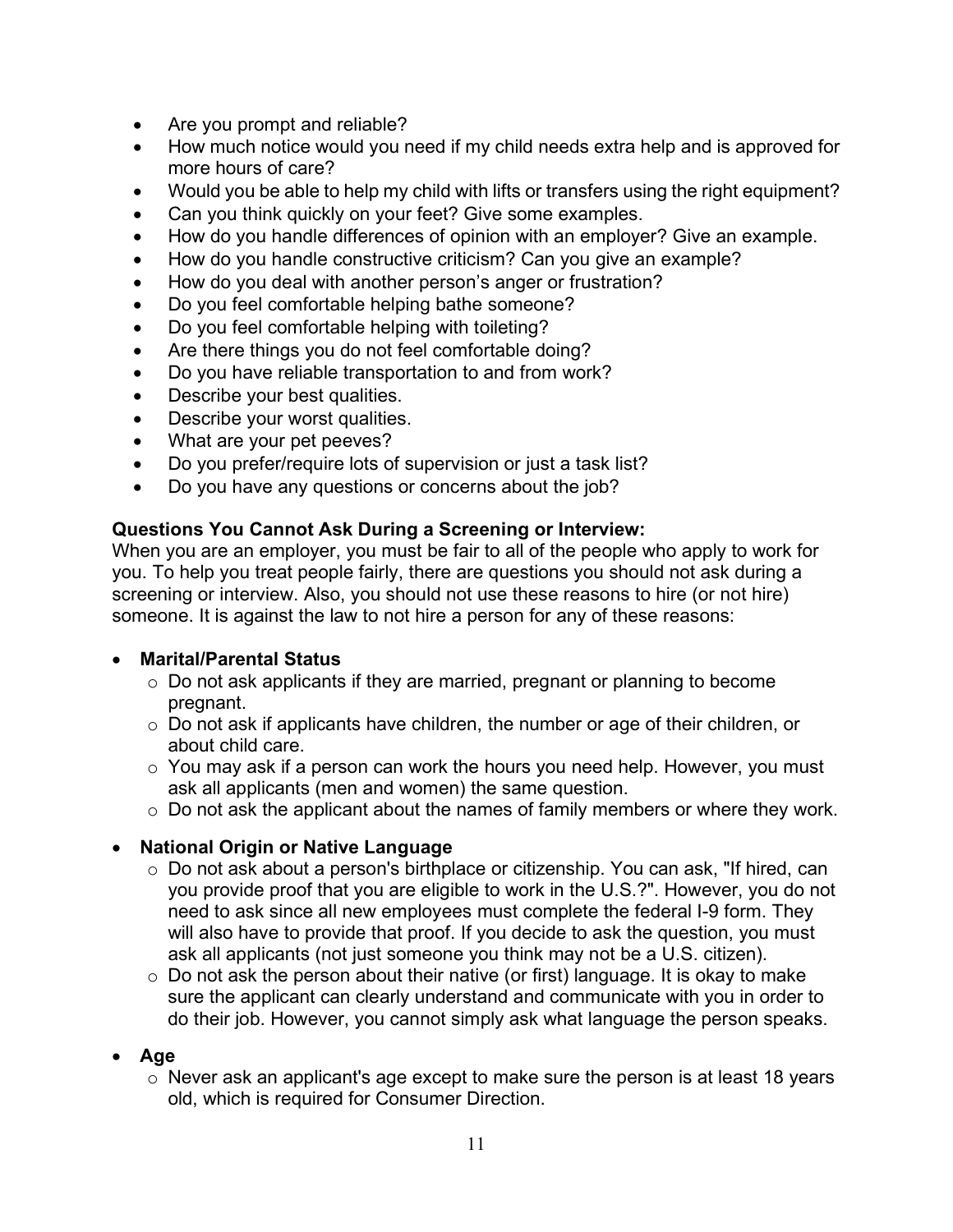- Are you prompt and reliable?
- How much notice would you need if my child needs extra help and is approved for more hours of care?
- Would you be able to help my child with lifts or transfers using the right equipment?
- Can you think quickly on your feet? Give some examples.
- How do you handle differences of opinion with an employer? Give an example.
- How do you handle constructive criticism? Can you give an example?
- How do you deal with another person's anger or frustration?
- Do you feel comfortable helping bathe someone?
- Do you feel comfortable helping with toileting?
- Are there things you do not feel comfortable doing?
- Do you have reliable transportation to and from work?
- Describe your best qualities.
- Describe your worst qualities.
- What are your pet peeves?
- Do you prefer/require lots of supervision or just a task list?
- Do you have any questions or concerns about the job?

**Questions You Cannot Ask During a Screening or Interview:**
When you are an employer, you must be fair to all of the people who apply to work for you. To help you treat people fairly, there are questions you should not ask during a screening or interview. Also, you should not use these reasons to hire (or not hire) someone. It is against the law to not hire a person for any of these reasons:

- **Marital/Parental Status**
  - Do not ask applicants if they are married, pregnant or planning to become pregnant.
  - Do not ask if applicants have children, the number or age of their children, or about child care.
  - You may ask if a person can work the hours you need help. However, you must ask all applicants (men and women) the same question.
  - Do not ask the applicant about the names of family members or where they work.
- **National Origin or Native Language**
  - Do not ask about a person's birthplace or citizenship. You can ask, "If hired, can you provide proof that you are eligible to work in the U.S.?". However, you do not need to ask since all new employees must complete the federal I-9 form. They will also have to provide that proof. If you decide to ask the question, you must ask all applicants (not just someone you think may not be a U.S. citizen).
  - Do not ask the person about their native (or first) language. It is okay to make sure the applicant can clearly understand and communicate with you in order to do their job. However, you cannot simply ask what language the person speaks.
- **Age**
  - Never ask an applicant's age except to make sure the person is at least 18 years old, which is required for Consumer Direction.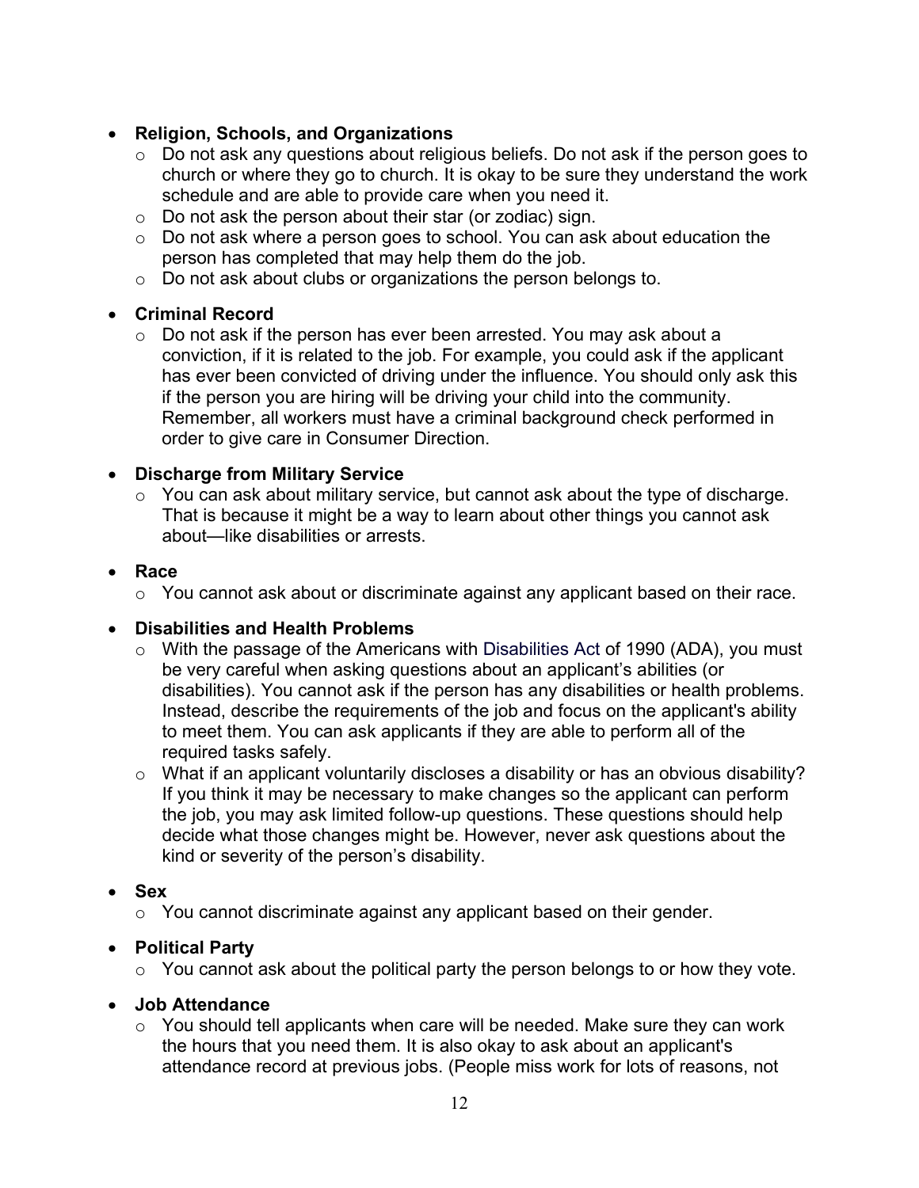- **Religion, Schools, and Organizations**
  - Do not ask any questions about religious beliefs. Do not ask if the person goes to church or where they go to church. It is okay to be sure they understand the work schedule and are able to provide care when you need it.
  - Do not ask the person about their star (or zodiac) sign.
  - Do not ask where a person goes to school. You can ask about education the person has completed that may help them do the job.
  - Do not ask about clubs or organizations the person belongs to.

- **Criminal Record**
  - Do not ask if the person has ever been arrested. You may ask about a conviction, if it is related to the job. For example, you could ask if the applicant has ever been convicted of driving under the influence. You should only ask this if the person you are hiring will be driving your child into the community. Remember, all workers must have a criminal background check performed in order to give care in Consumer Direction.

- **Discharge from Military Service**
  - You can ask about military service, but cannot ask about the type of discharge. That is because it might be a way to learn about other things you cannot ask about—like disabilities or arrests.

- **Race**
  - You cannot ask about or discriminate against any applicant based on their race.

- **Disabilities and Health Problems**
  - With the passage of the Americans with Disabilities Act of 1990 (ADA), you must be very careful when asking questions about an applicant's abilities (or disabilities). You cannot ask if the person has any disabilities or health problems. Instead, describe the requirements of the job and focus on the applicant's ability to meet them. You can ask applicants if they are able to perform all of the required tasks safely.
  - What if an applicant voluntarily discloses a disability or has an obvious disability? If you think it may be necessary to make changes so the applicant can perform the job, you may ask limited follow-up questions. These questions should help decide what those changes might be. However, never ask questions about the kind or severity of the person's disability.

- **Sex**
  - You cannot discriminate against any applicant based on their gender.

- **Political Party**
  - You cannot ask about the political party the person belongs to or how they vote.

- **Job Attendance**
  - You should tell applicants when care will be needed. Make sure they can work the hours that you need them. It is also okay to ask about an applicant's attendance record at previous jobs. (People miss work for lots of reasons, not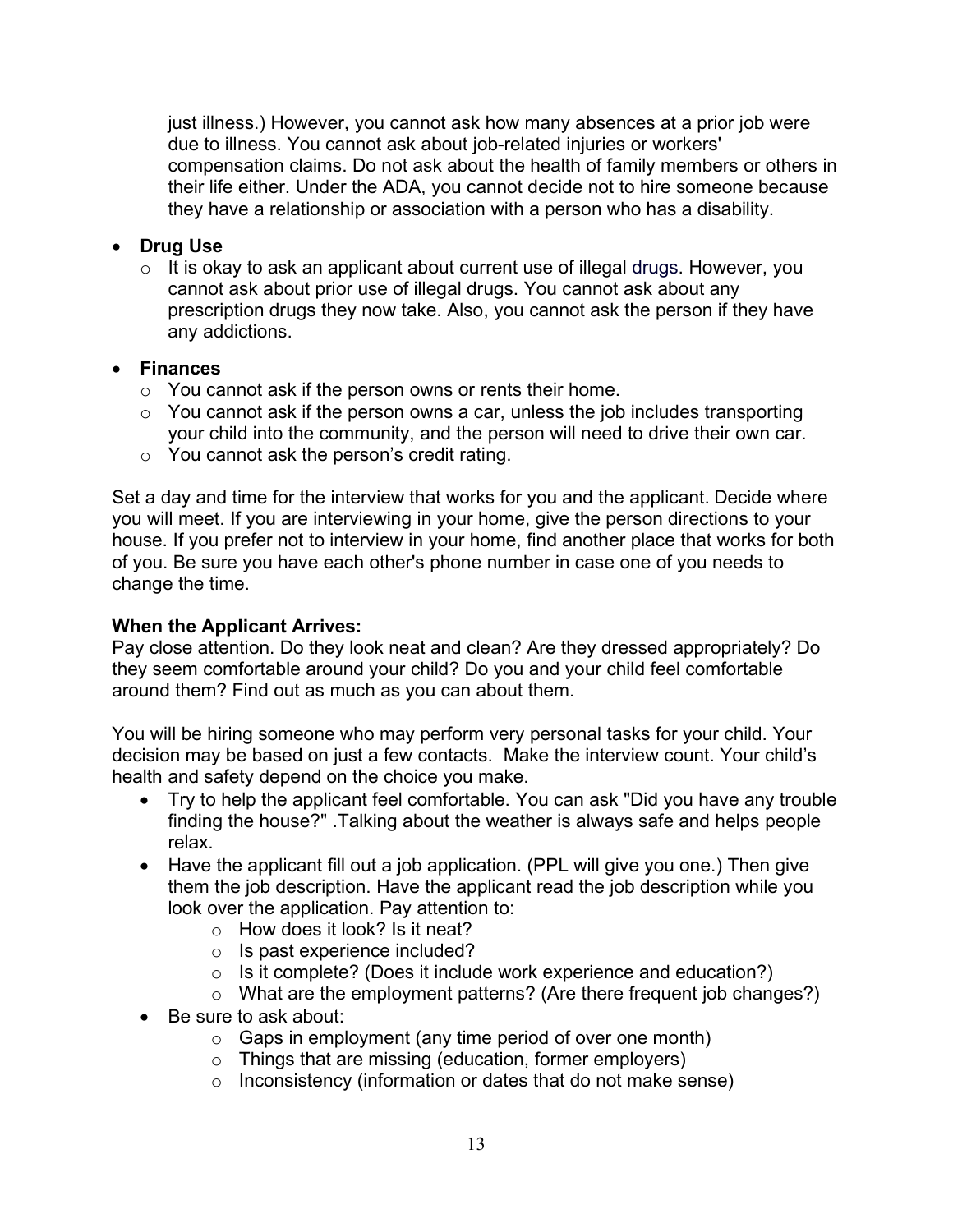just illness.) However, you cannot ask how many absences at a prior job were due to illness. You cannot ask about job-related injuries or workers' compensation claims. Do not ask about the health of family members or others in their life either. Under the ADA, you cannot decide not to hire someone because they have a relationship or association with a person who has a disability.

- **Drug Use**
  - It is okay to ask an applicant about current use of illegal drugs. However, you cannot ask about prior use of illegal drugs. You cannot ask about any prescription drugs they now take. Also, you cannot ask the person if they have any addictions.
- **Finances**
  - You cannot ask if the person owns or rents their home.
  - You cannot ask if the person owns a car, unless the job includes transporting your child into the community, and the person will need to drive their own car.
  - You cannot ask the person's credit rating.

Set a day and time for the interview that works for you and the applicant. Decide where you will meet. If you are interviewing in your home, give the person directions to your house. If you prefer not to interview in your home, find another place that works for both of you. Be sure you have each other's phone number in case one of you needs to change the time.

**When the Applicant Arrives:**
Pay close attention. Do they look neat and clean? Are they dressed appropriately? Do they seem comfortable around your child? Do you and your child feel comfortable around them? Find out as much as you can about them.

You will be hiring someone who may perform very personal tasks for your child. Your decision may be based on just a few contacts. Make the interview count. Your child's health and safety depend on the choice you make.

- Try to help the applicant feel comfortable. You can ask "Did you have any trouble finding the house?" .Talking about the weather is always safe and helps people relax.
- Have the applicant fill out a job application. (PPL will give you one.) Then give them the job description. Have the applicant read the job description while you look over the application. Pay attention to:
  - How does it look? Is it neat?
  - Is past experience included?
  - Is it complete? (Does it include work experience and education?)
  - What are the employment patterns? (Are there frequent job changes?)
- Be sure to ask about:
  - Gaps in employment (any time period of over one month)
  - Things that are missing (education, former employers)
  - Inconsistency (information or dates that do not make sense)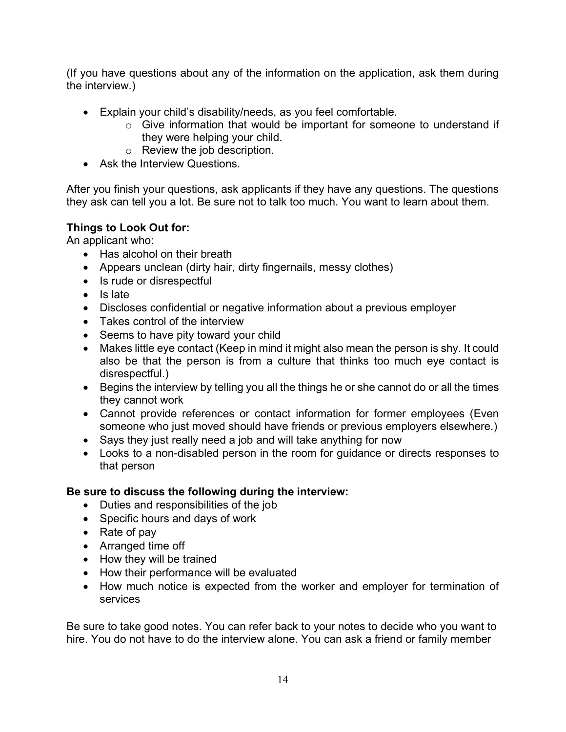(If you have questions about any of the information on the application, ask them during the interview.)

- Explain your child's disability/needs, as you feel comfortable.
  - Give information that would be important for someone to understand if they were helping your child.
  - Review the job description.
- Ask the Interview Questions.

After you finish your questions, ask applicants if they have any questions. The questions they ask can tell you a lot. Be sure not to talk too much. You want to learn about them.

**Things to Look Out for:**
An applicant who:

- Has alcohol on their breath
- Appears unclean (dirty hair, dirty fingernails, messy clothes)
- Is rude or disrespectful
- Is late
- Discloses confidential or negative information about a previous employer
- Takes control of the interview
- Seems to have pity toward your child
- Makes little eye contact (Keep in mind it might also mean the person is shy. It could also be that the person is from a culture that thinks too much eye contact is disrespectful.)
- Begins the interview by telling you all the things he or she cannot do or all the times they cannot work
- Cannot provide references or contact information for former employees (Even someone who just moved should have friends or previous employers elsewhere.)
- Says they just really need a job and will take anything for now
- Looks to a non-disabled person in the room for guidance or directs responses to that person

**Be sure to discuss the following during the interview:**

- Duties and responsibilities of the job
- Specific hours and days of work
- Rate of pay
- Arranged time off
- How they will be trained
- How their performance will be evaluated
- How much notice is expected from the worker and employer for termination of services

Be sure to take good notes. You can refer back to your notes to decide who you want to hire. You do not have to do the interview alone. You can ask a friend or family member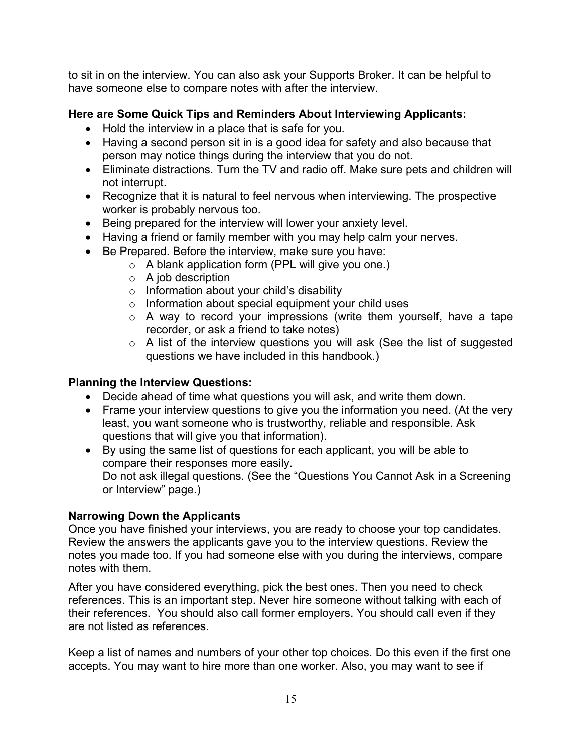to sit in on the interview. You can also ask your Supports Broker. It can be helpful to have someone else to compare notes with after the interview.

**Here are Some Quick Tips and Reminders About Interviewing Applicants:**

- Hold the interview in a place that is safe for you.
- Having a second person sit in is a good idea for safety and also because that person may notice things during the interview that you do not.
- Eliminate distractions. Turn the TV and radio off. Make sure pets and children will not interrupt.
- Recognize that it is natural to feel nervous when interviewing. The prospective worker is probably nervous too.
- Being prepared for the interview will lower your anxiety level.
- Having a friend or family member with you may help calm your nerves.
- Be Prepared. Before the interview, make sure you have:
  - A blank application form (PPL will give you one.)
  - A job description
  - Information about your child's disability
  - Information about special equipment your child uses
  - A way to record your impressions (write them yourself, have a tape recorder, or ask a friend to take notes)
  - A list of the interview questions you will ask (See the list of suggested questions we have included in this handbook.)

**Planning the Interview Questions:**

- Decide ahead of time what questions you will ask, and write them down.
- Frame your interview questions to give you the information you need. (At the very least, you want someone who is trustworthy, reliable and responsible. Ask questions that will give you that information).
- By using the same list of questions for each applicant, you will be able to compare their responses more easily.
  Do not ask illegal questions. (See the "Questions You Cannot Ask in a Screening or Interview" page.)

**Narrowing Down the Applicants**

Once you have finished your interviews, you are ready to choose your top candidates. Review the answers the applicants gave you to the interview questions. Review the notes you made too. If you had someone else with you during the interviews, compare notes with them.

After you have considered everything, pick the best ones. Then you need to check references. This is an important step. Never hire someone without talking with each of their references. You should also call former employers. You should call even if they are not listed as references.

Keep a list of names and numbers of your other top choices. Do this even if the first one accepts. You may want to hire more than one worker. Also, you may want to see if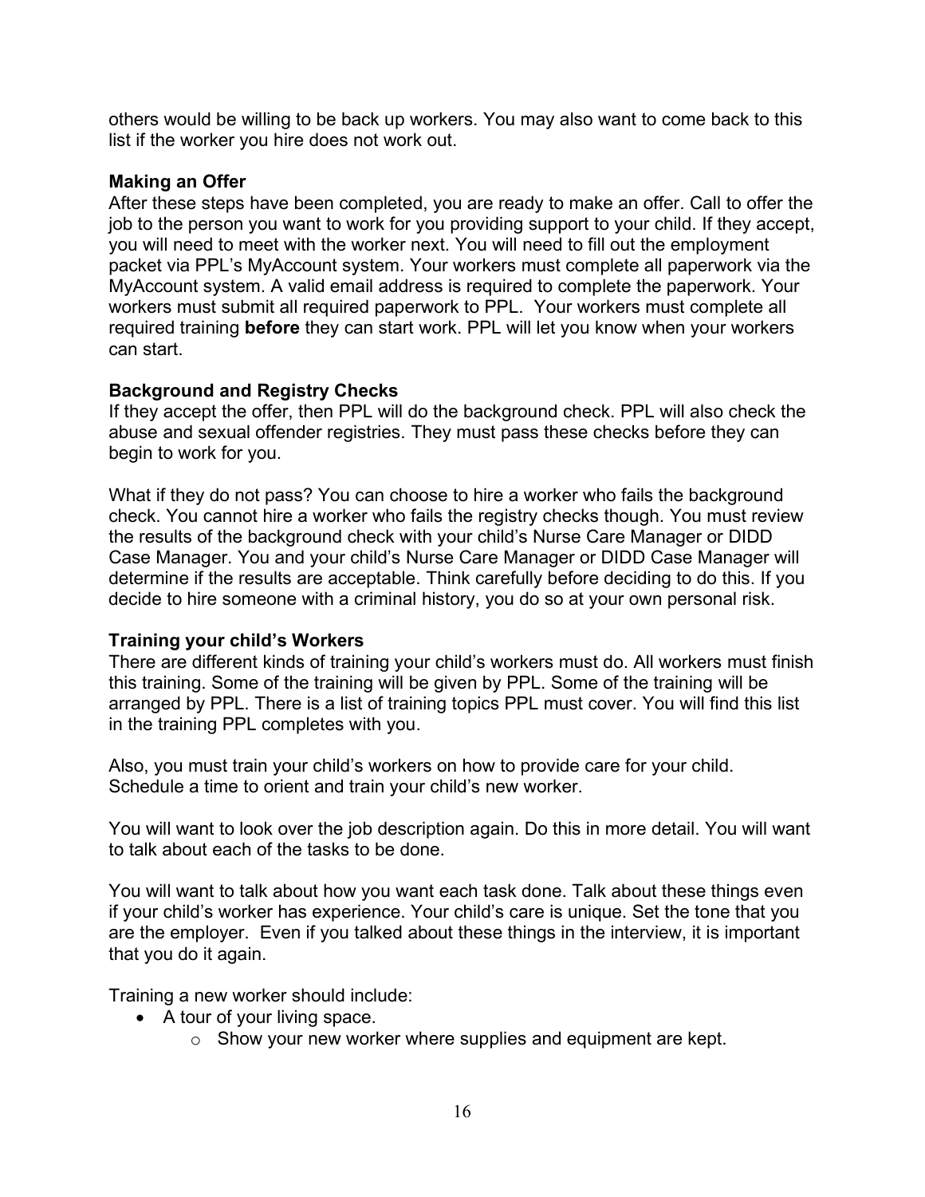others would be willing to be back up workers. You may also want to come back to this list if the worker you hire does not work out.

### Making an Offer

After these steps have been completed, you are ready to make an offer. Call to offer the job to the person you want to work for you providing support to your child. If they accept, you will need to meet with the worker next. You will need to fill out the employment packet via PPL's MyAccount system. Your workers must complete all paperwork via the MyAccount system. A valid email address is required to complete the paperwork. Your workers must submit all required paperwork to PPL. Your workers must complete all required training **before** they can start work. PPL will let you know when your workers can start.

### Background and Registry Checks

If they accept the offer, then PPL will do the background check. PPL will also check the abuse and sexual offender registries. They must pass these checks before they can begin to work for you.

What if they do not pass? You can choose to hire a worker who fails the background check. You cannot hire a worker who fails the registry checks though. You must review the results of the background check with your child's Nurse Care Manager or DIDD Case Manager. You and your child's Nurse Care Manager or DIDD Case Manager will determine if the results are acceptable. Think carefully before deciding to do this. If you decide to hire someone with a criminal history, you do so at your own personal risk.

### Training your child's Workers

There are different kinds of training your child's workers must do. All workers must finish this training. Some of the training will be given by PPL. Some of the training will be arranged by PPL. There is a list of training topics PPL must cover. You will find this list in the training PPL completes with you.

Also, you must train your child's workers on how to provide care for your child. Schedule a time to orient and train your child's new worker.

You will want to look over the job description again. Do this in more detail. You will want to talk about each of the tasks to be done.

You will want to talk about how you want each task done. Talk about these things even if your child's worker has experience. Your child's care is unique. Set the tone that you are the employer. Even if you talked about these things in the interview, it is important that you do it again.

Training a new worker should include:

- A tour of your living space.
  - Show your new worker where supplies and equipment are kept.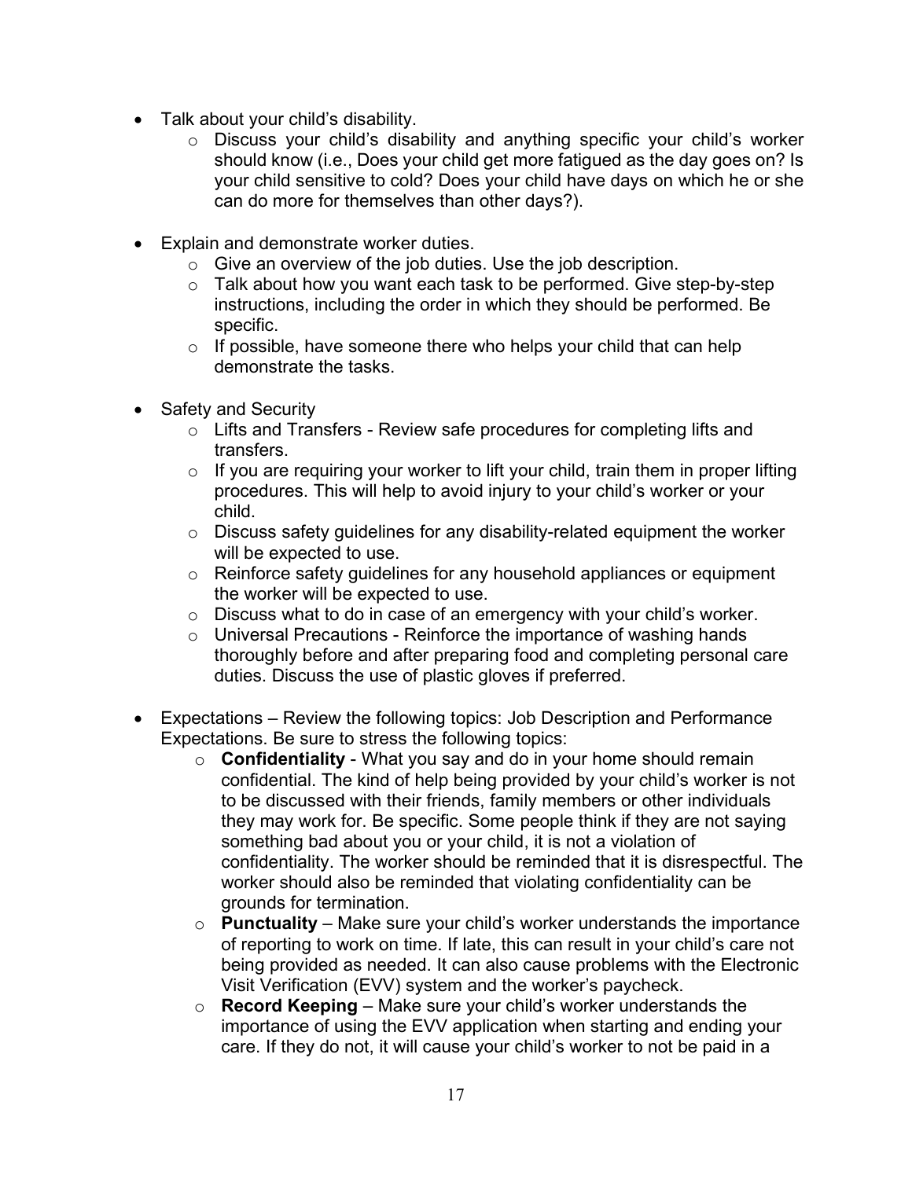- Talk about your child's disability.
  - Discuss your child's disability and anything specific your child's worker should know (i.e., Does your child get more fatigued as the day goes on? Is your child sensitive to cold? Does your child have days on which he or she can do more for themselves than other days?).

- Explain and demonstrate worker duties.
  - Give an overview of the job duties. Use the job description.
  - Talk about how you want each task to be performed. Give step-by-step instructions, including the order in which they should be performed. Be specific.
  - If possible, have someone there who helps your child that can help demonstrate the tasks.

- Safety and Security
  - Lifts and Transfers - Review safe procedures for completing lifts and transfers.
  - If you are requiring your worker to lift your child, train them in proper lifting procedures. This will help to avoid injury to your child's worker or your child.
  - Discuss safety guidelines for any disability-related equipment the worker will be expected to use.
  - Reinforce safety guidelines for any household appliances or equipment the worker will be expected to use.
  - Discuss what to do in case of an emergency with your child's worker.
  - Universal Precautions - Reinforce the importance of washing hands thoroughly before and after preparing food and completing personal care duties. Discuss the use of plastic gloves if preferred.

- Expectations – Review the following topics: Job Description and Performance Expectations. Be sure to stress the following topics:
  - **Confidentiality** - What you say and do in your home should remain confidential. The kind of help being provided by your child's worker is not to be discussed with their friends, family members or other individuals they may work for. Be specific. Some people think if they are not saying something bad about you or your child, it is not a violation of confidentiality. The worker should be reminded that it is disrespectful. The worker should also be reminded that violating confidentiality can be grounds for termination.
  - **Punctuality** – Make sure your child's worker understands the importance of reporting to work on time. If late, this can result in your child's care not being provided as needed. It can also cause problems with the Electronic Visit Verification (EVV) system and the worker's paycheck.
  - **Record Keeping** – Make sure your child's worker understands the importance of using the EVV application when starting and ending your care. If they do not, it will cause your child's worker to not be paid in a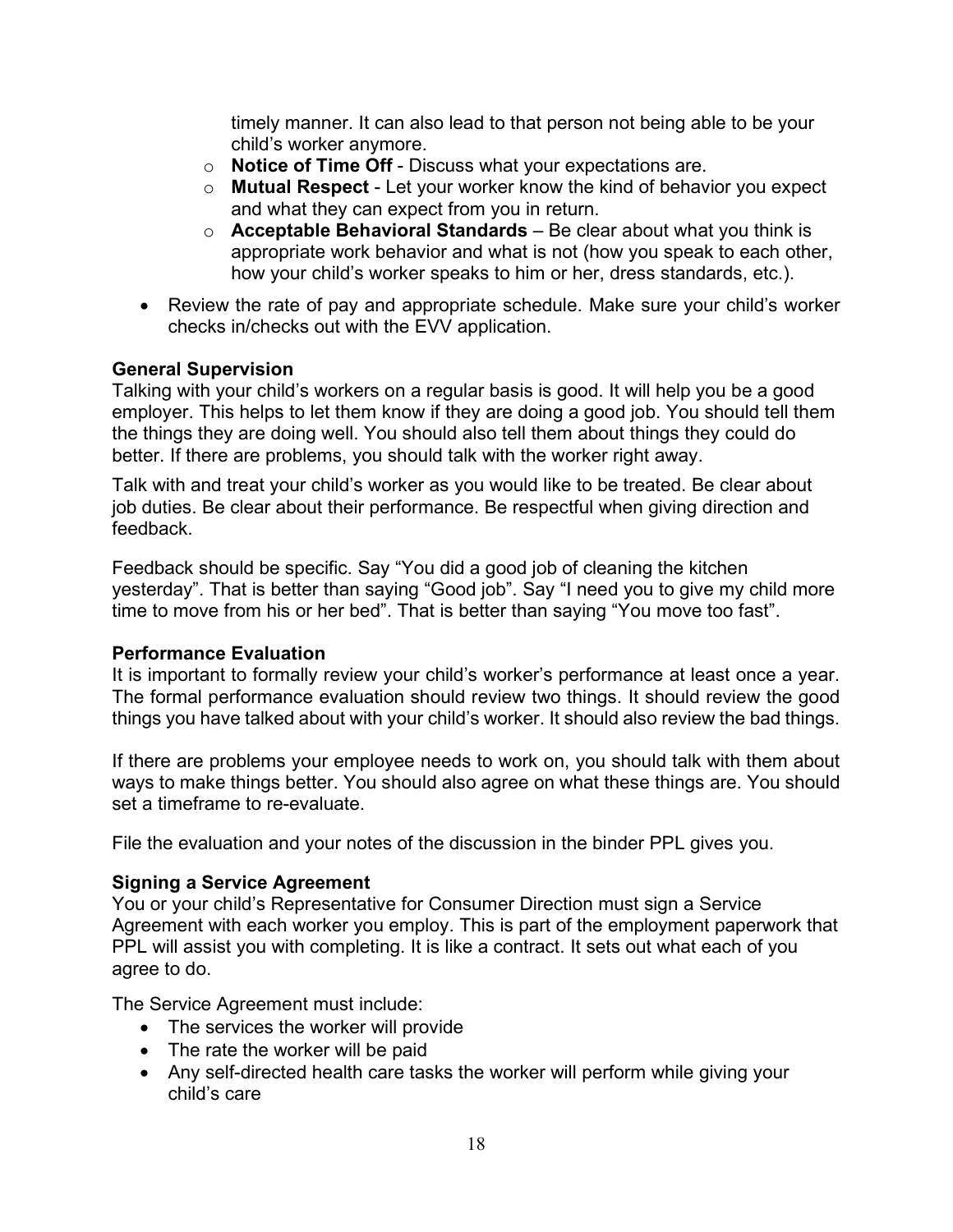timely manner. It can also lead to that person not being able to be your child's worker anymore.

- **Notice of Time Off** - Discuss what your expectations are.
- **Mutual Respect** - Let your worker know the kind of behavior you expect and what they can expect from you in return.
- **Acceptable Behavioral Standards** – Be clear about what you think is appropriate work behavior and what is not (how you speak to each other, how your child's worker speaks to him or her, dress standards, etc.).

- Review the rate of pay and appropriate schedule. Make sure your child's worker checks in/checks out with the EVV application.

**General Supervision**

Talking with your child's workers on a regular basis is good. It will help you be a good employer. This helps to let them know if they are doing a good job. You should tell them the things they are doing well. You should also tell them about things they could do better. If there are problems, you should talk with the worker right away.

Talk with and treat your child's worker as you would like to be treated. Be clear about job duties. Be clear about their performance. Be respectful when giving direction and feedback.

Feedback should be specific. Say "You did a good job of cleaning the kitchen yesterday". That is better than saying "Good job". Say "I need you to give my child more time to move from his or her bed". That is better than saying "You move too fast".

**Performance Evaluation**

It is important to formally review your child's worker's performance at least once a year. The formal performance evaluation should review two things. It should review the good things you have talked about with your child's worker. It should also review the bad things.

If there are problems your employee needs to work on, you should talk with them about ways to make things better. You should also agree on what these things are. You should set a timeframe to re-evaluate.

File the evaluation and your notes of the discussion in the binder PPL gives you.

**Signing a Service Agreement**

You or your child's Representative for Consumer Direction must sign a Service Agreement with each worker you employ. This is part of the employment paperwork that PPL will assist you with completing. It is like a contract. It sets out what each of you agree to do.

The Service Agreement must include:

- The services the worker will provide
- The rate the worker will be paid
- Any self-directed health care tasks the worker will perform while giving your child's care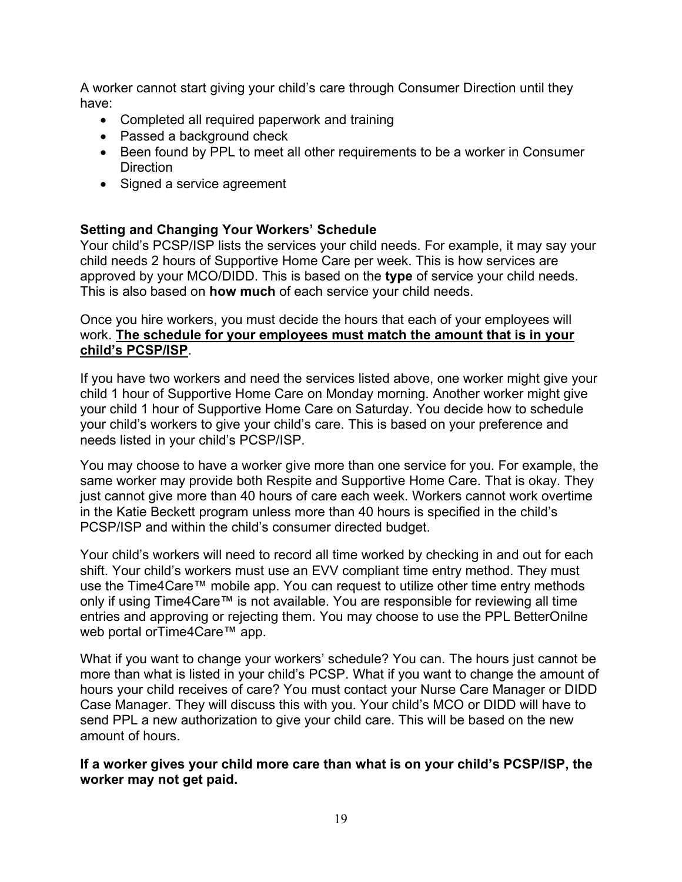A worker cannot start giving your child's care through Consumer Direction until they have:

- Completed all required paperwork and training
- Passed a background check
- Been found by PPL to meet all other requirements to be a worker in Consumer Direction
- Signed a service agreement

**Setting and Changing Your Workers' Schedule**

Your child's PCSP/ISP lists the services your child needs. For example, it may say your child needs 2 hours of Supportive Home Care per week. This is how services are approved by your MCO/DIDD. This is based on the **type** of service your child needs. This is also based on **how much** of each service your child needs.

Once you hire workers, you must decide the hours that each of your employees will work. **<u>The schedule for your employees must match the amount that is in your child's PCSP/ISP</u>**.

If you have two workers and need the services listed above, one worker might give your child 1 hour of Supportive Home Care on Monday morning. Another worker might give your child 1 hour of Supportive Home Care on Saturday. You decide how to schedule your child's workers to give your child's care. This is based on your preference and needs listed in your child's PCSP/ISP.

You may choose to have a worker give more than one service for you. For example, the same worker may provide both Respite and Supportive Home Care. That is okay. They just cannot give more than 40 hours of care each week. Workers cannot work overtime in the Katie Beckett program unless more than 40 hours is specified in the child's PCSP/ISP and within the child's consumer directed budget.

Your child's workers will need to record all time worked by checking in and out for each shift. Your child's workers must use an EVV compliant time entry method. They must use the Time4Care™ mobile app. You can request to utilize other time entry methods only if using Time4Care™ is not available. You are responsible for reviewing all time entries and approving or rejecting them. You may choose to use the PPL BetterOnilne web portal orTime4Care™ app.

What if you want to change your workers' schedule? You can. The hours just cannot be more than what is listed in your child's PCSP. What if you want to change the amount of hours your child receives of care? You must contact your Nurse Care Manager or DIDD Case Manager. They will discuss this with you. Your child's MCO or DIDD will have to send PPL a new authorization to give your child care. This will be based on the new amount of hours.

**If a worker gives your child more care than what is on your child's PCSP/ISP, the worker may not get paid.**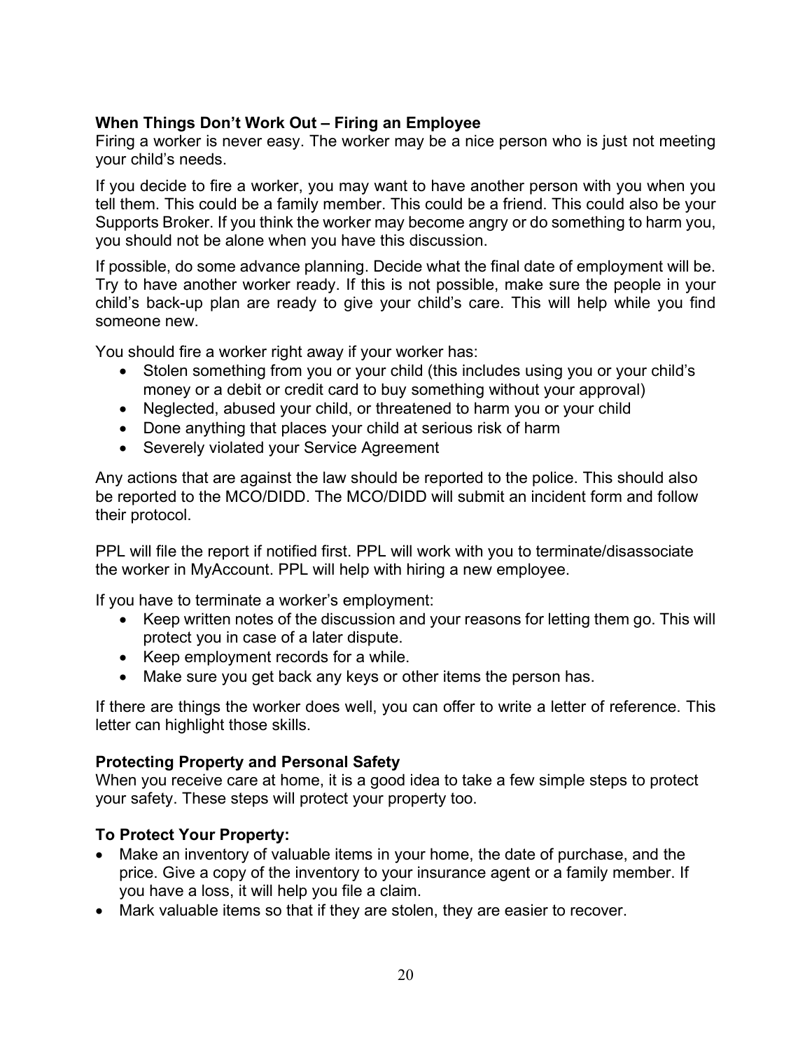### When Things Don't Work Out – Firing an Employee

Firing a worker is never easy. The worker may be a nice person who is just not meeting your child's needs.

If you decide to fire a worker, you may want to have another person with you when you tell them. This could be a family member. This could be a friend. This could also be your Supports Broker. If you think the worker may become angry or do something to harm you, you should not be alone when you have this discussion.

If possible, do some advance planning. Decide what the final date of employment will be. Try to have another worker ready. If this is not possible, make sure the people in your child's back-up plan are ready to give your child's care. This will help while you find someone new.

You should fire a worker right away if your worker has:

- Stolen something from you or your child (this includes using you or your child's money or a debit or credit card to buy something without your approval)
- Neglected, abused your child, or threatened to harm you or your child
- Done anything that places your child at serious risk of harm
- Severely violated your Service Agreement

Any actions that are against the law should be reported to the police. This should also be reported to the MCO/DIDD. The MCO/DIDD will submit an incident form and follow their protocol.

PPL will file the report if notified first. PPL will work with you to terminate/disassociate the worker in MyAccount. PPL will help with hiring a new employee.

If you have to terminate a worker's employment:

- Keep written notes of the discussion and your reasons for letting them go. This will protect you in case of a later dispute.
- Keep employment records for a while.
- Make sure you get back any keys or other items the person has.

If there are things the worker does well, you can offer to write a letter of reference. This letter can highlight those skills.

### Protecting Property and Personal Safety

When you receive care at home, it is a good idea to take a few simple steps to protect your safety. These steps will protect your property too.

### To Protect Your Property:

- Make an inventory of valuable items in your home, the date of purchase, and the price. Give a copy of the inventory to your insurance agent or a family member. If you have a loss, it will help you file a claim.
- Mark valuable items so that if they are stolen, they are easier to recover.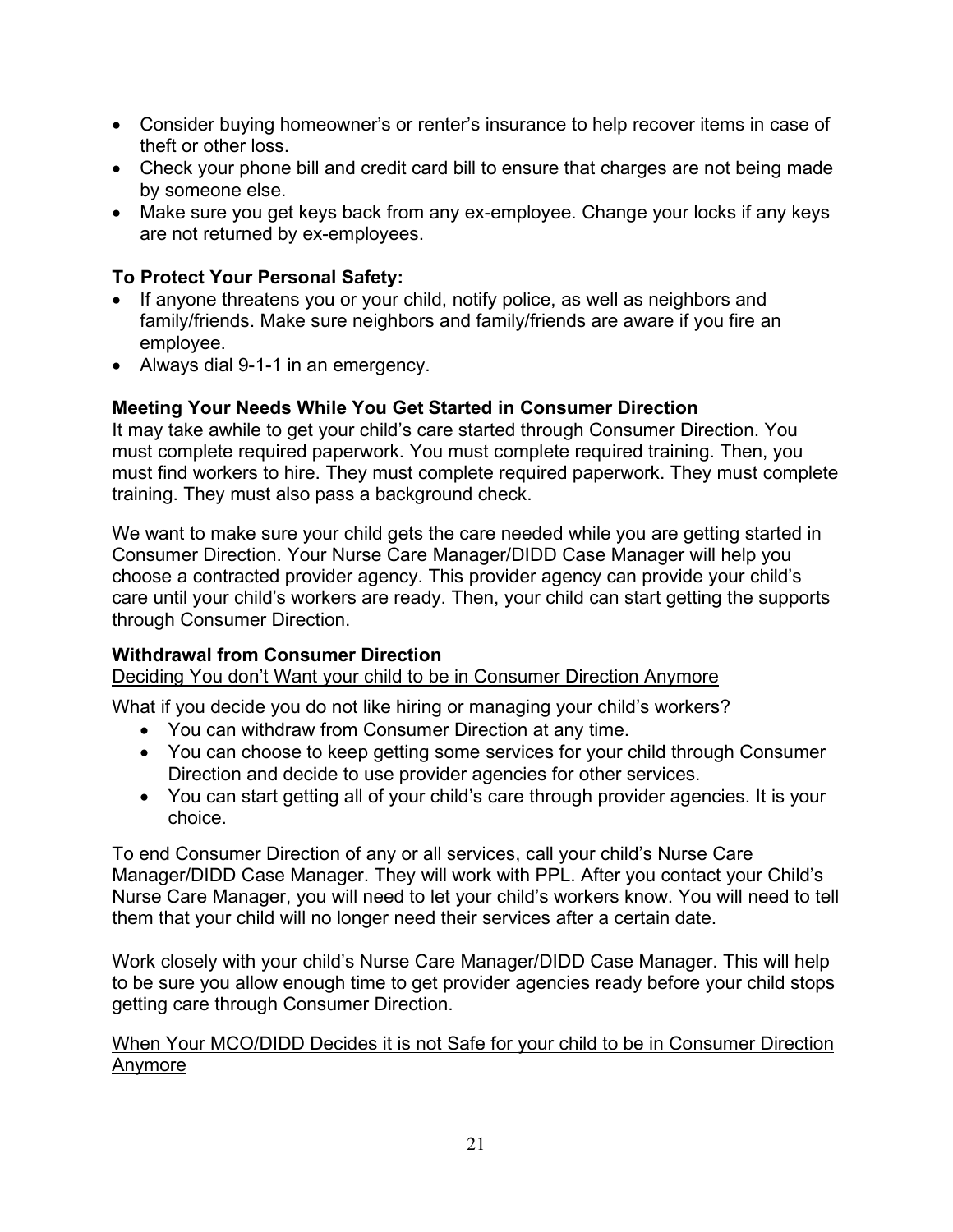- Consider buying homeowner's or renter's insurance to help recover items in case of theft or other loss.
- Check your phone bill and credit card bill to ensure that charges are not being made by someone else.
- Make sure you get keys back from any ex-employee. Change your locks if any keys are not returned by ex-employees.

**To Protect Your Personal Safety:**

- If anyone threatens you or your child, notify police, as well as neighbors and family/friends. Make sure neighbors and family/friends are aware if you fire an employee.
- Always dial 9-1-1 in an emergency.

### Meeting Your Needs While You Get Started in Consumer Direction

It may take awhile to get your child's care started through Consumer Direction. You must complete required paperwork. You must complete required training. Then, you must find workers to hire. They must complete required paperwork. They must complete training. They must also pass a background check.

We want to make sure your child gets the care needed while you are getting started in Consumer Direction. Your Nurse Care Manager/DIDD Case Manager will help you choose a contracted provider agency. This provider agency can provide your child's care until your child's workers are ready. Then, your child can start getting the supports through Consumer Direction.

### Withdrawal from Consumer Direction

<u>Deciding You don't Want your child to be in Consumer Direction Anymore</u>

What if you decide you do not like hiring or managing your child's workers?

- You can withdraw from Consumer Direction at any time.
- You can choose to keep getting some services for your child through Consumer Direction and decide to use provider agencies for other services.
- You can start getting all of your child's care through provider agencies. It is your choice.

To end Consumer Direction of any or all services, call your child's Nurse Care Manager/DIDD Case Manager. They will work with PPL. After you contact your Child's Nurse Care Manager, you will need to let your child's workers know. You will need to tell them that your child will no longer need their services after a certain date.

Work closely with your child's Nurse Care Manager/DIDD Case Manager. This will help to be sure you allow enough time to get provider agencies ready before your child stops getting care through Consumer Direction.

<u>When Your MCO/DIDD Decides it is not Safe for your child to be in Consumer Direction Anymore</u>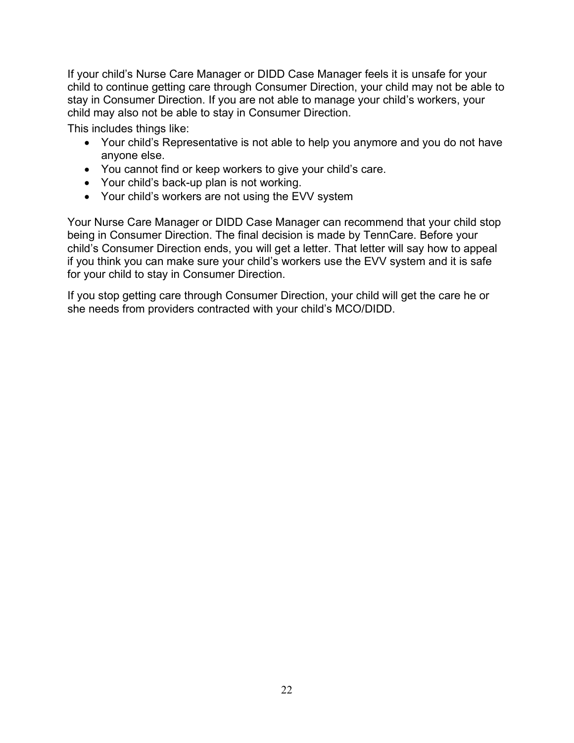If your child's Nurse Care Manager or DIDD Case Manager feels it is unsafe for your child to continue getting care through Consumer Direction, your child may not be able to stay in Consumer Direction. If you are not able to manage your child's workers, your child may also not be able to stay in Consumer Direction.

This includes things like:

- Your child's Representative is not able to help you anymore and you do not have anyone else.
- You cannot find or keep workers to give your child's care.
- Your child's back-up plan is not working.
- Your child's workers are not using the EVV system

Your Nurse Care Manager or DIDD Case Manager can recommend that your child stop being in Consumer Direction. The final decision is made by TennCare. Before your child's Consumer Direction ends, you will get a letter. That letter will say how to appeal if you think you can make sure your child's workers use the EVV system and it is safe for your child to stay in Consumer Direction.

If you stop getting care through Consumer Direction, your child will get the care he or she needs from providers contracted with your child's MCO/DIDD.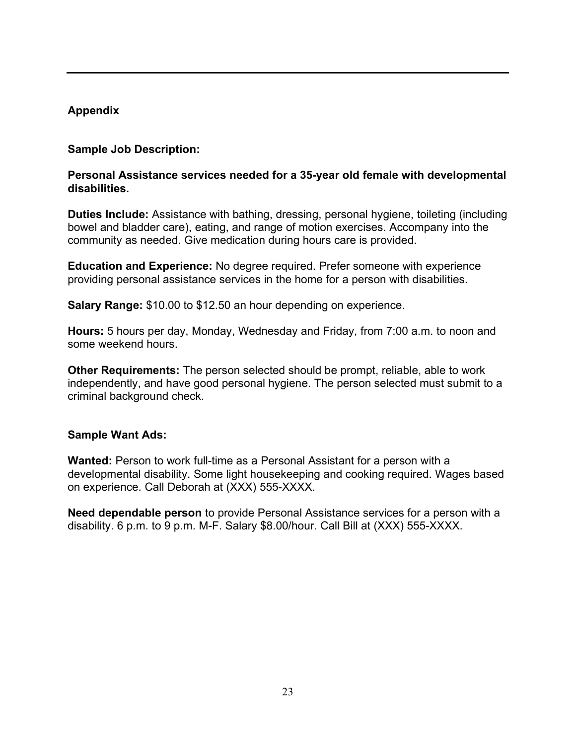## Appendix

### Sample Job Description:

**Personal Assistance services needed for a 35-year old female with developmental disabilities.**

**Duties Include:** Assistance with bathing, dressing, personal hygiene, toileting (including bowel and bladder care), eating, and range of motion exercises. Accompany into the community as needed. Give medication during hours care is provided.

**Education and Experience:** No degree required. Prefer someone with experience providing personal assistance services in the home for a person with disabilities.

**Salary Range:** $10.00 to $12.50 an hour depending on experience.

**Hours:** 5 hours per day, Monday, Wednesday and Friday, from 7:00 a.m. to noon and some weekend hours.

**Other Requirements:** The person selected should be prompt, reliable, able to work independently, and have good personal hygiene. The person selected must submit to a criminal background check.

### Sample Want Ads:

**Wanted:** Person to work full-time as a Personal Assistant for a person with a developmental disability. Some light housekeeping and cooking required. Wages based on experience. Call Deborah at (XXX) 555-XXXX.

**Need dependable person** to provide Personal Assistance services for a person with a disability. 6 p.m. to 9 p.m. M-F. Salary $8.00/hour. Call Bill at (XXX) 555-XXXX.